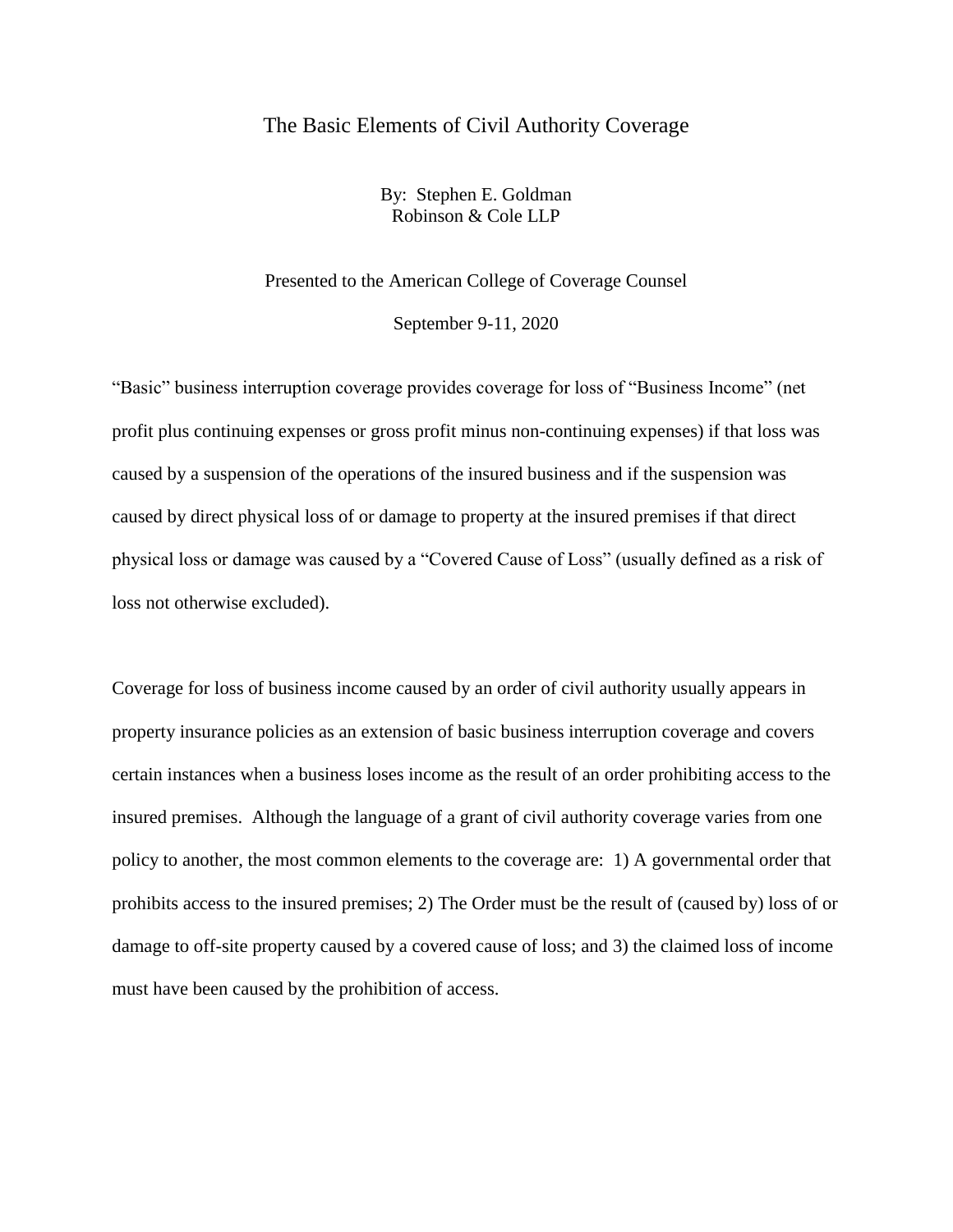# The Basic Elements of Civil Authority Coverage

By: Stephen E. Goldman
Robinson & Cole LLP

Presented to the American College of Coverage Counsel

September 9-11, 2020

"Basic" business interruption coverage provides coverage for loss of "Business Income" (net profit plus continuing expenses or gross profit minus non-continuing expenses) if that loss was caused by a suspension of the operations of the insured business and if the suspension was caused by direct physical loss of or damage to property at the insured premises if that direct physical loss or damage was caused by a "Covered Cause of Loss" (usually defined as a risk of loss not otherwise excluded).

Coverage for loss of business income caused by an order of civil authority usually appears in property insurance policies as an extension of basic business interruption coverage and covers certain instances when a business loses income as the result of an order prohibiting access to the insured premises. Although the language of a grant of civil authority coverage varies from one policy to another, the most common elements to the coverage are: 1) A governmental order that prohibits access to the insured premises; 2) The Order must be the result of (caused by) loss of or damage to off-site property caused by a covered cause of loss; and 3) the claimed loss of income must have been caused by the prohibition of access.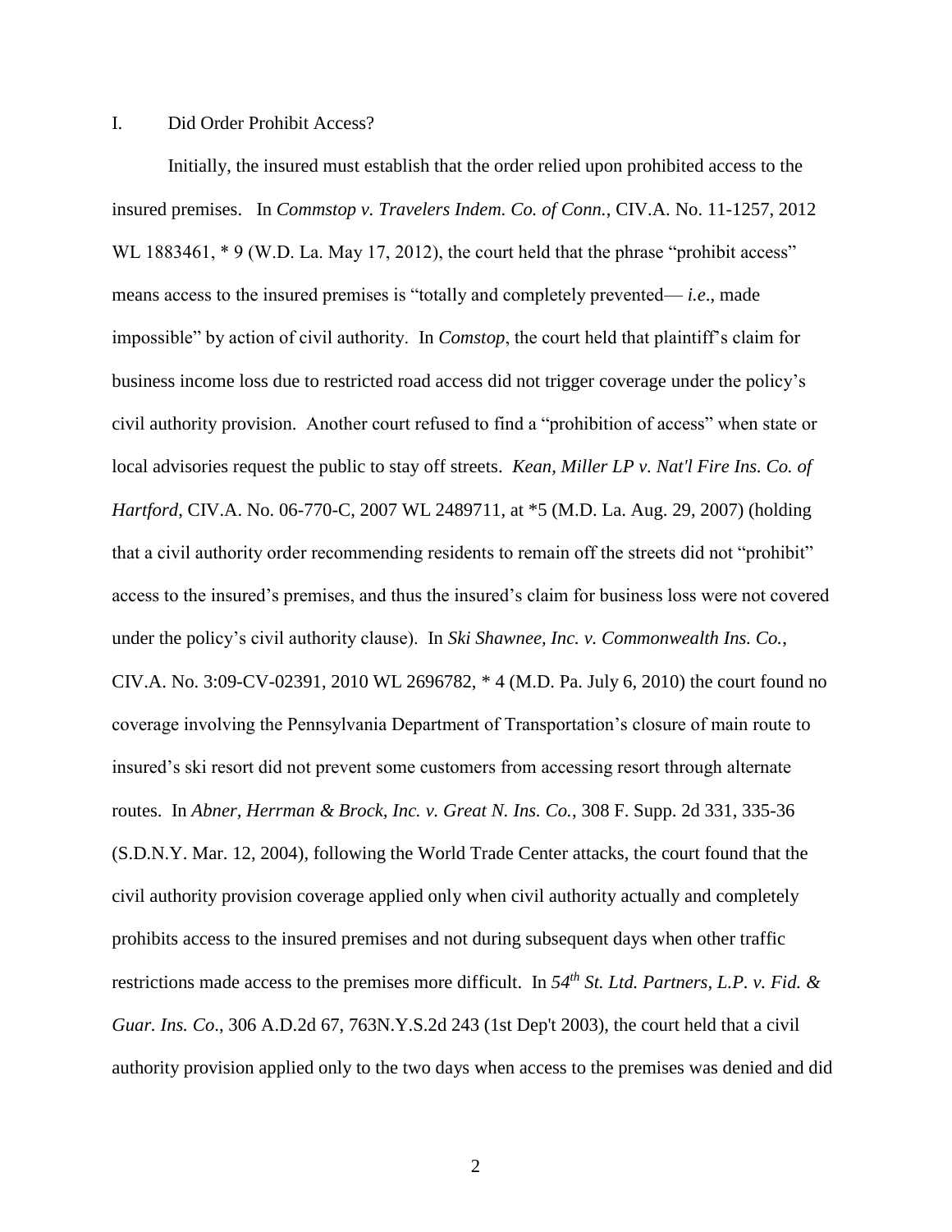## I. Did Order Prohibit Access?

Initially, the insured must establish that the order relied upon prohibited access to the insured premises. In *Commstop v. Travelers Indem. Co. of Conn.*, CIV.A. No. 11-1257, 2012 WL 1883461, * 9 (W.D. La. May 17, 2012), the court held that the phrase "prohibit access" means access to the insured premises is "totally and completely prevented— *i.e*., made impossible" by action of civil authority. In *Comstop*, the court held that plaintiff's claim for business income loss due to restricted road access did not trigger coverage under the policy's civil authority provision. Another court refused to find a "prohibition of access" when state or local advisories request the public to stay off streets. *Kean, Miller LP v. Nat'l Fire Ins. Co. of Hartford*, CIV.A. No. 06-770-C, 2007 WL 2489711, at *5 (M.D. La. Aug. 29, 2007) (holding that a civil authority order recommending residents to remain off the streets did not "prohibit" access to the insured's premises, and thus the insured's claim for business loss were not covered under the policy's civil authority clause). In *Ski Shawnee, Inc. v. Commonwealth Ins. Co.*, CIV.A. No. 3:09-CV-02391, 2010 WL 2696782, * 4 (M.D. Pa. July 6, 2010) the court found no coverage involving the Pennsylvania Department of Transportation's closure of main route to insured's ski resort did not prevent some customers from accessing resort through alternate routes. In *Abner, Herrman & Brock, Inc. v. Great N. Ins. Co.*, 308 F. Supp. 2d 331, 335-36 (S.D.N.Y. Mar. 12, 2004), following the World Trade Center attacks, the court found that the civil authority provision coverage applied only when civil authority actually and completely prohibits access to the insured premises and not during subsequent days when other traffic restrictions made access to the premises more difficult. In *54th St. Ltd. Partners, L.P. v. Fid. & Guar. Ins. Co*., 306 A.D.2d 67, 763N.Y.S.2d 243 (1st Dep't 2003), the court held that a civil authority provision applied only to the two days when access to the premises was denied and did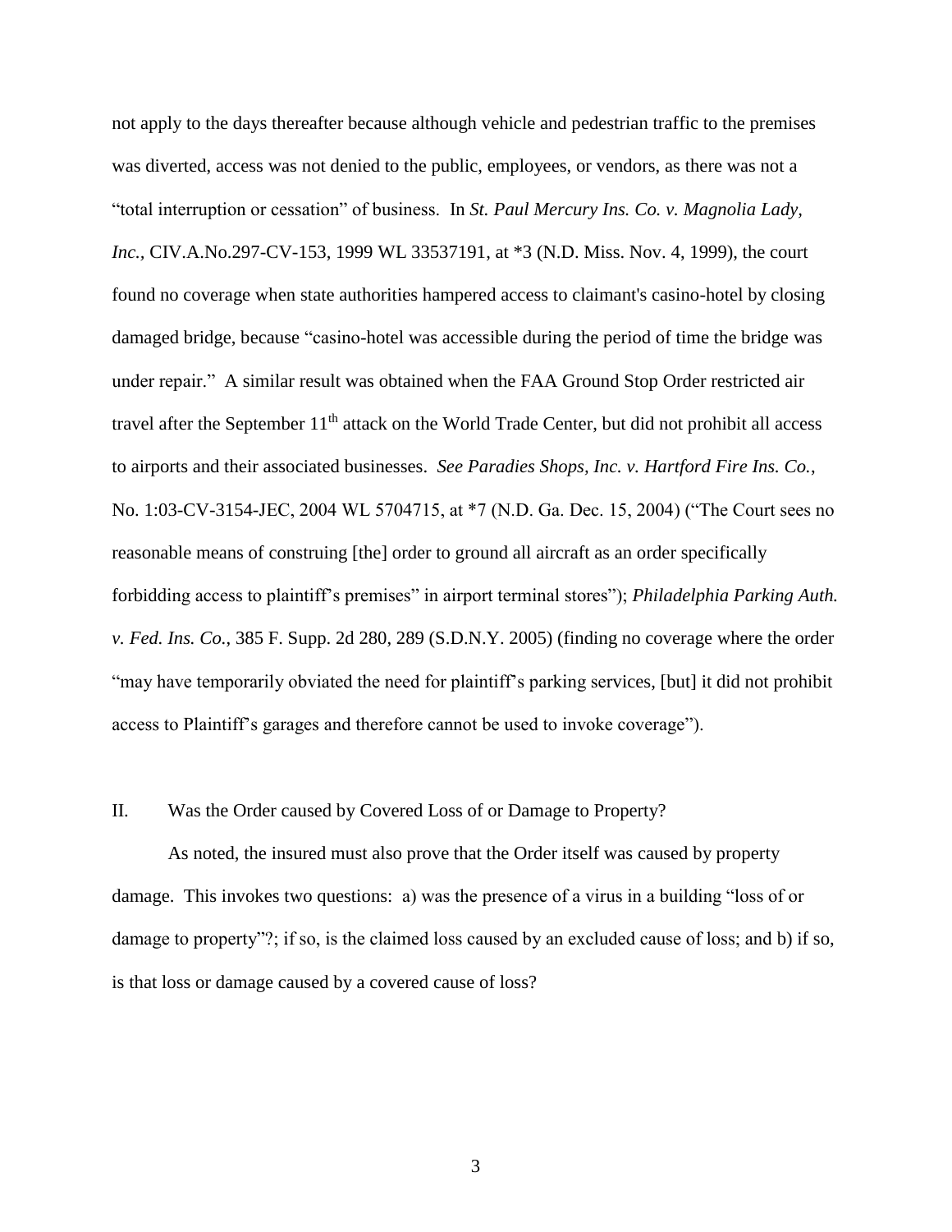not apply to the days thereafter because although vehicle and pedestrian traffic to the premises was diverted, access was not denied to the public, employees, or vendors, as there was not a "total interruption or cessation" of business. In *St. Paul Mercury Ins. Co. v. Magnolia Lady, Inc.,* CIV.A.No.297-CV-153, 1999 WL 33537191, at *3 (N.D. Miss. Nov. 4, 1999), the court found no coverage when state authorities hampered access to claimant's casino-hotel by closing damaged bridge, because "casino-hotel was accessible during the period of time the bridge was under repair." A similar result was obtained when the FAA Ground Stop Order restricted air travel after the September 11th attack on the World Trade Center, but did not prohibit all access to airports and their associated businesses. *See Paradies Shops, Inc. v. Hartford Fire Ins. Co.*, No. 1:03-CV-3154-JEC, 2004 WL 5704715, at *7 (N.D. Ga. Dec. 15, 2004) ("The Court sees no reasonable means of construing [the] order to ground all aircraft as an order specifically forbidding access to plaintiff's premises" in airport terminal stores"); *Philadelphia Parking Auth. v. Fed. Ins. Co.*, 385 F. Supp. 2d 280, 289 (S.D.N.Y. 2005) (finding no coverage where the order "may have temporarily obviated the need for plaintiff's parking services, [but] it did not prohibit access to Plaintiff's garages and therefore cannot be used to invoke coverage").

II. Was the Order caused by Covered Loss of or Damage to Property?

As noted, the insured must also prove that the Order itself was caused by property damage. This invokes two questions: a) was the presence of a virus in a building "loss of or damage to property"?; if so, is the claimed loss caused by an excluded cause of loss; and b) if so, is that loss or damage caused by a covered cause of loss?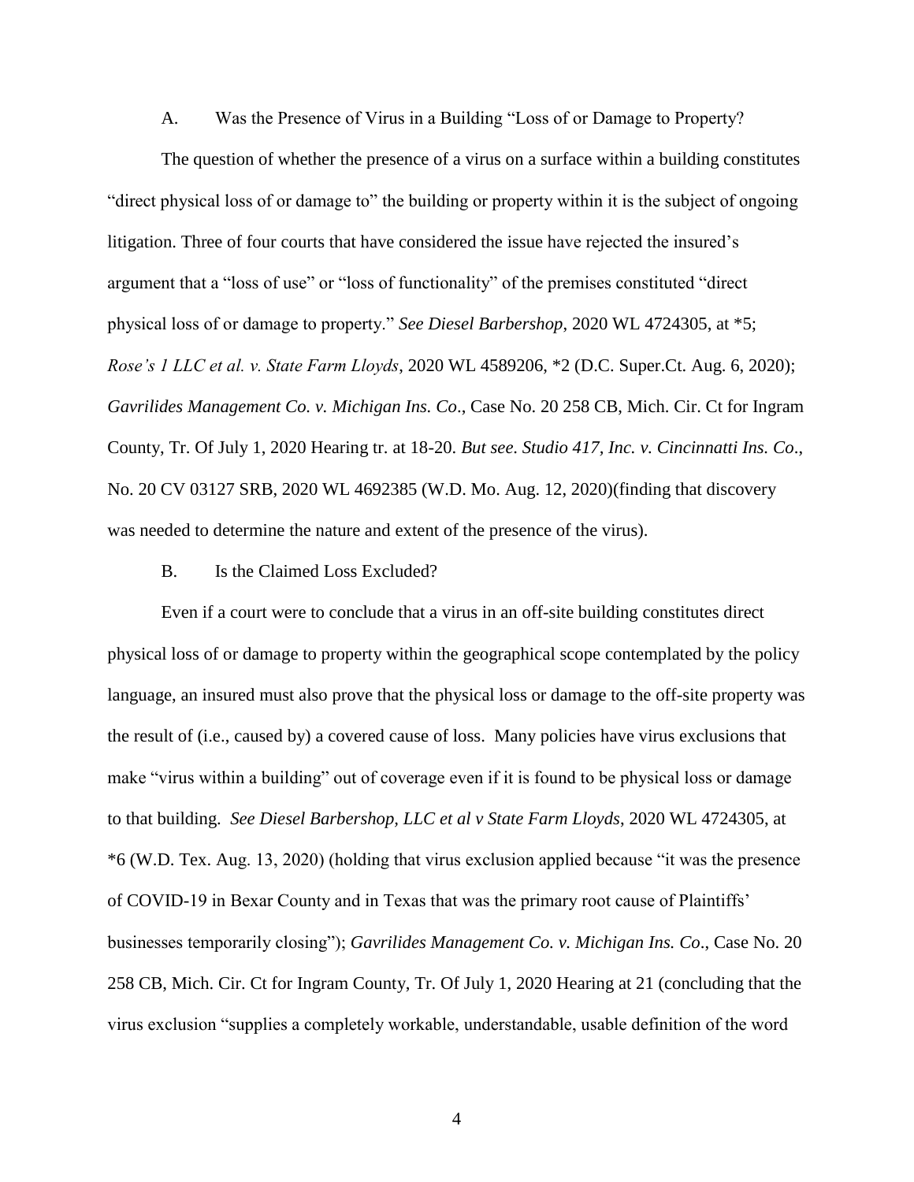### A. Was the Presence of Virus in a Building "Loss of or Damage to Property?

The question of whether the presence of a virus on a surface within a building constitutes "direct physical loss of or damage to" the building or property within it is the subject of ongoing litigation. Three of four courts that have considered the issue have rejected the insured's argument that a "loss of use" or "loss of functionality" of the premises constituted "direct physical loss of or damage to property." *See Diesel Barbershop*, 2020 WL 4724305, at *5; *Rose's 1 LLC et al. v. State Farm Lloyds*, 2020 WL 4589206, *2 (D.C. Super.Ct. Aug. 6, 2020); *Gavrilides Management Co. v. Michigan Ins. Co*., Case No. 20 258 CB, Mich. Cir. Ct for Ingram County, Tr. Of July 1, 2020 Hearing tr. at 18-20. *But see*. *Studio 417, Inc. v. Cincinnati Ins. Co*., No. 20 CV 03127 SRB, 2020 WL 4692385 (W.D. Mo. Aug. 12, 2020)(finding that discovery was needed to determine the nature and extent of the presence of the virus).

### B. Is the Claimed Loss Excluded?

Even if a court were to conclude that a virus in an off-site building constitutes direct physical loss of or damage to property within the geographical scope contemplated by the policy language, an insured must also prove that the physical loss or damage to the off-site property was the result of (i.e., caused by) a covered cause of loss. Many policies have virus exclusions that make "virus within a building" out of coverage even if it is found to be physical loss or damage to that building. *See Diesel Barbershop, LLC et al v State Farm Lloyds*, 2020 WL 4724305, at *6 (W.D. Tex. Aug. 13, 2020) (holding that virus exclusion applied because "it was the presence of COVID-19 in Bexar County and in Texas that was the primary root cause of Plaintiffs' businesses temporarily closing"); *Gavrilides Management Co. v. Michigan Ins. Co*., Case No. 20 258 CB, Mich. Cir. Ct for Ingram County, Tr. Of July 1, 2020 Hearing at 21 (concluding that the virus exclusion "supplies a completely workable, understandable, usable definition of the word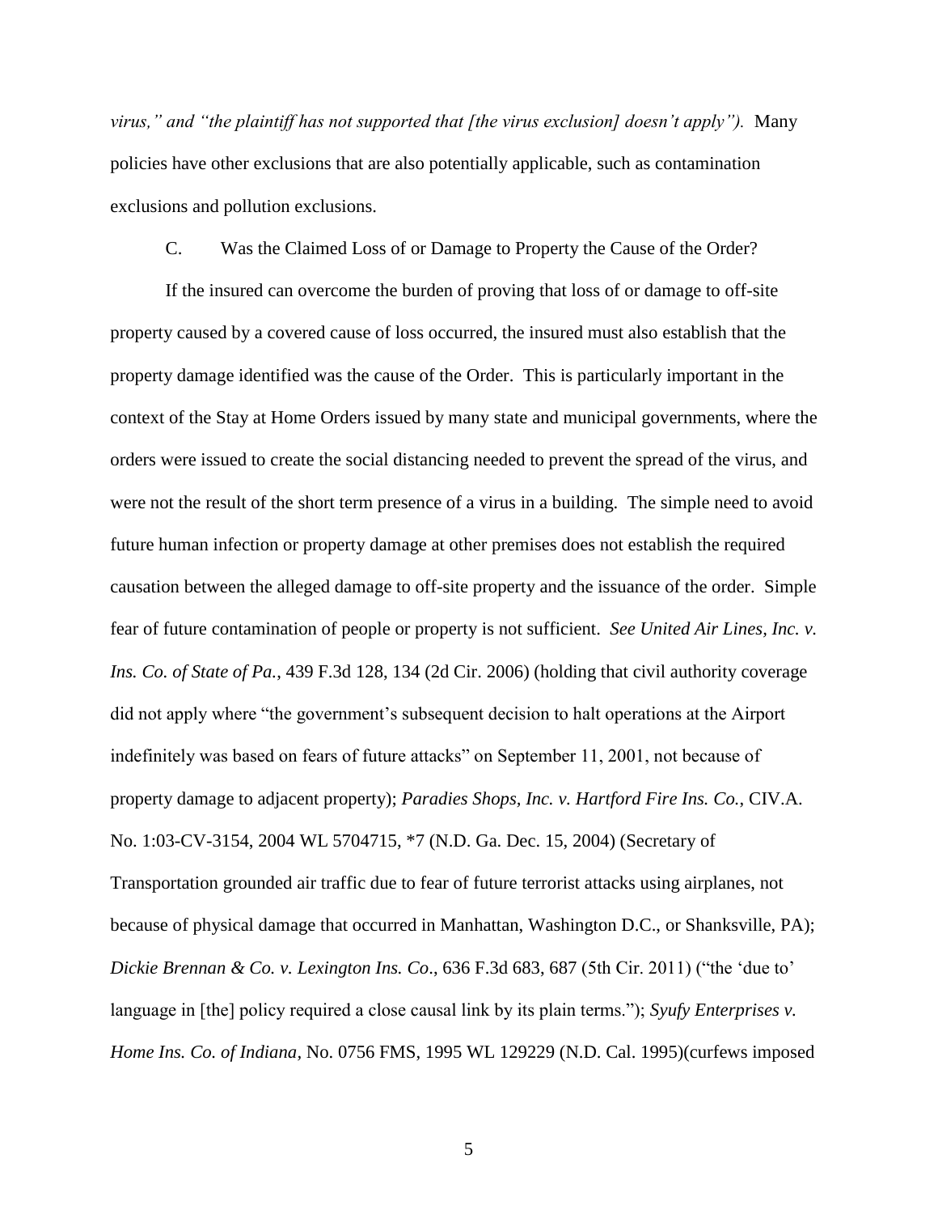*virus," and "the plaintiff has not supported that [the virus exclusion] doesn't apply").* Many policies have other exclusions that are also potentially applicable, such as contamination exclusions and pollution exclusions.

C. Was the Claimed Loss of or Damage to Property the Cause of the Order?

If the insured can overcome the burden of proving that loss of or damage to off-site property caused by a covered cause of loss occurred, the insured must also establish that the property damage identified was the cause of the Order. This is particularly important in the context of the Stay at Home Orders issued by many state and municipal governments, where the orders were issued to create the social distancing needed to prevent the spread of the virus, and were not the result of the short term presence of a virus in a building. The simple need to avoid future human infection or property damage at other premises does not establish the required causation between the alleged damage to off-site property and the issuance of the order. Simple fear of future contamination of people or property is not sufficient. *See United Air Lines, Inc. v. Ins. Co. of State of Pa.*, 439 F.3d 128, 134 (2d Cir. 2006) (holding that civil authority coverage did not apply where "the government's subsequent decision to halt operations at the Airport indefinitely was based on fears of future attacks" on September 11, 2001, not because of property damage to adjacent property); *Paradies Shops, Inc. v. Hartford Fire Ins. Co.*, CIV.A. No. 1:03-CV-3154, 2004 WL 5704715, *7 (N.D. Ga. Dec. 15, 2004) (Secretary of Transportation grounded air traffic due to fear of future terrorist attacks using airplanes, not because of physical damage that occurred in Manhattan, Washington D.C., or Shanksville, PA); *Dickie Brennan & Co. v. Lexington Ins. Co*., 636 F.3d 683, 687 (5th Cir. 2011) ("the 'due to' language in [the] policy required a close causal link by its plain terms."); *Syufy Enterprises v. Home Ins. Co. of Indiana*, No. 0756 FMS, 1995 WL 129229 (N.D. Cal. 1995)(curfews imposed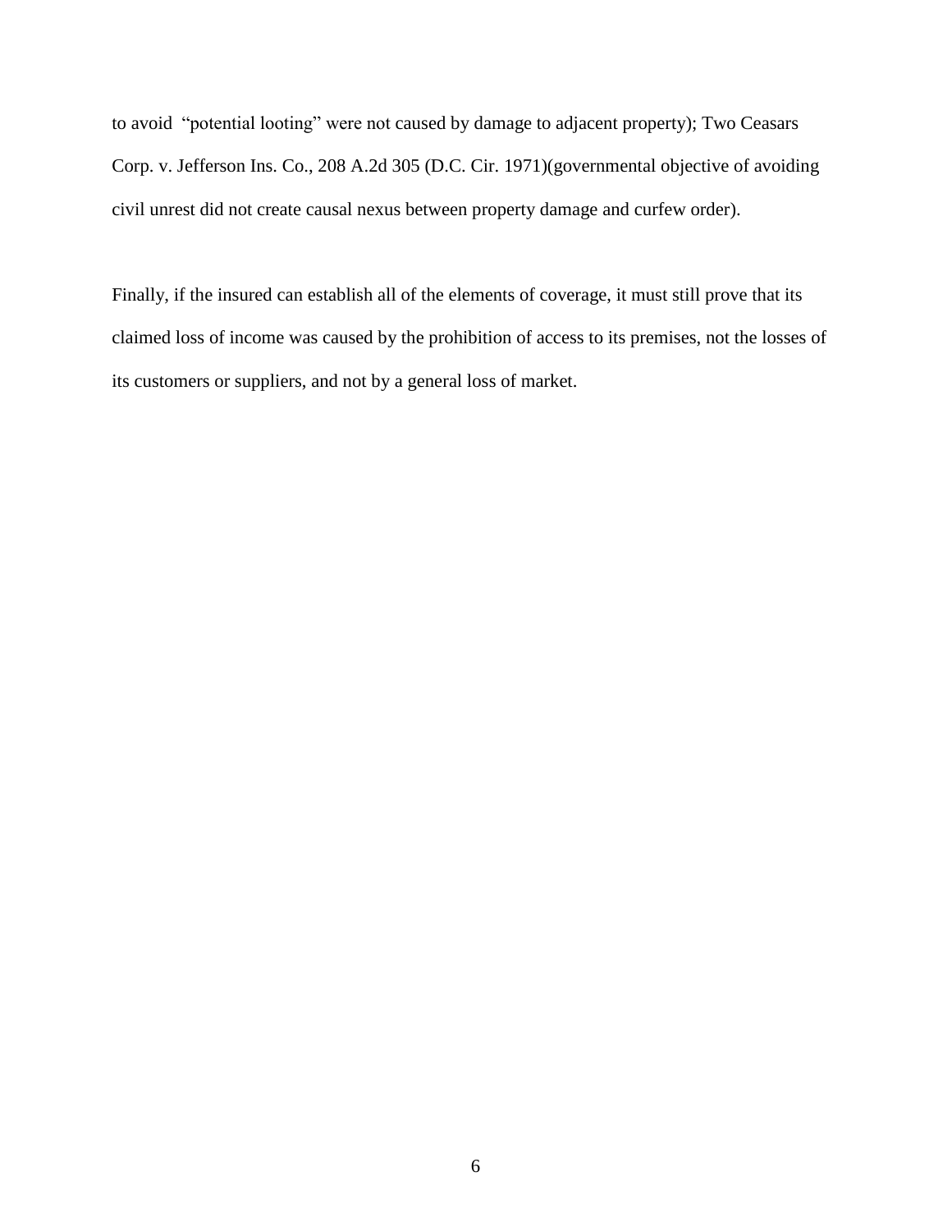to avoid "potential looting" were not caused by damage to adjacent property); Two Ceasars Corp. v. Jefferson Ins. Co., 208 A.2d 305 (D.C. Cir. 1971)(governmental objective of avoiding civil unrest did not create causal nexus between property damage and curfew order).

Finally, if the insured can establish all of the elements of coverage, it must still prove that its claimed loss of income was caused by the prohibition of access to its premises, not the losses of its customers or suppliers, and not by a general loss of market.